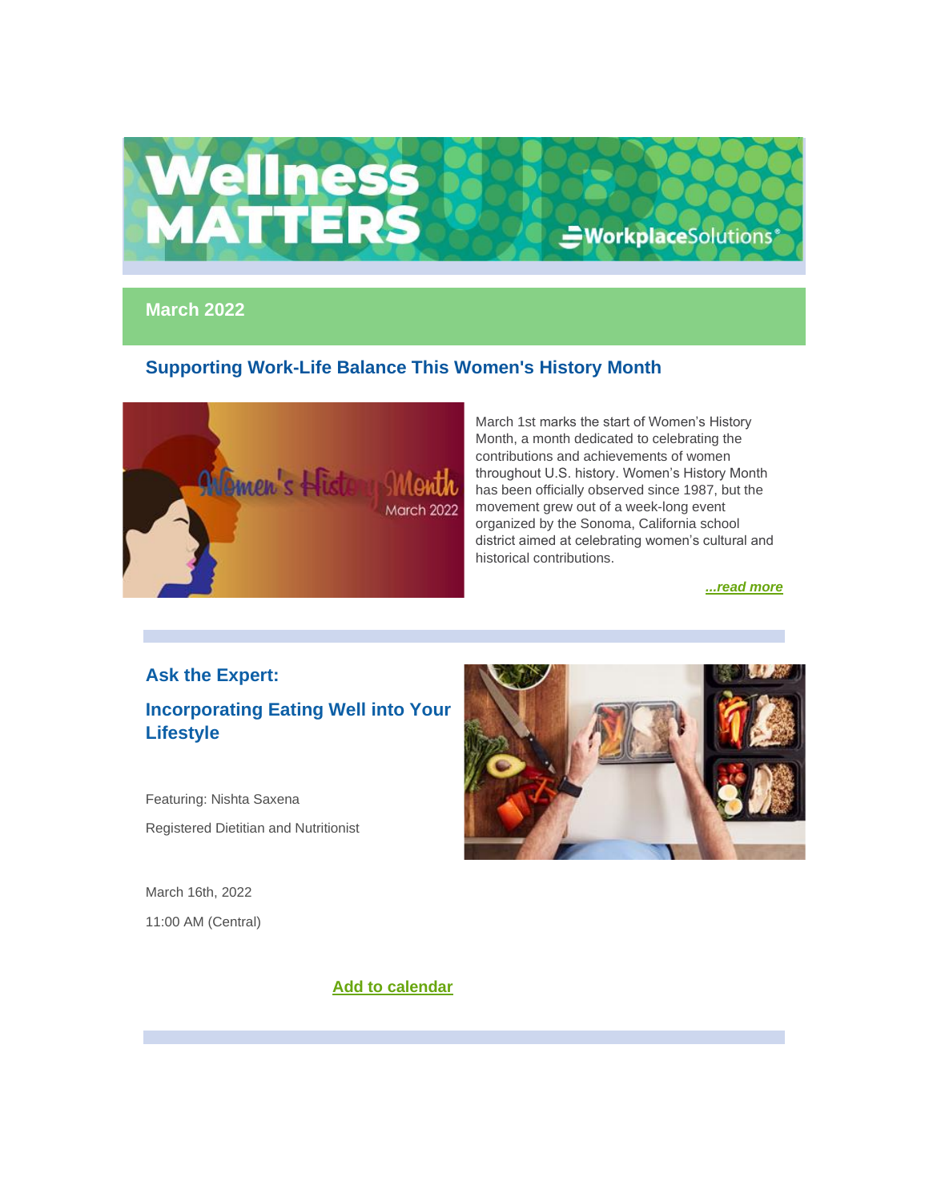# Wellness MATTERS

WorkplaceSolutions®

## March 2022

### Supporting Work-Life Balance This Women's History Month

March 1st marks the start of Women's History Month, a month dedicated to celebrating the contributions and achievements of women throughout U.S. history. Women's History Month has been officially observed since 1987, but the movement grew out of a week-long event organized by the Sonoma, California school district aimed at celebrating women's cultural and historical contributions.

*...read more*

### Ask the Expert:

### Incorporating Eating Well into Your Lifestyle

Featuring: Nishta Saxena

Registered Dietitian and Nutritionist

March 16th, 2022

11:00 AM (Central)

**Add to calendar**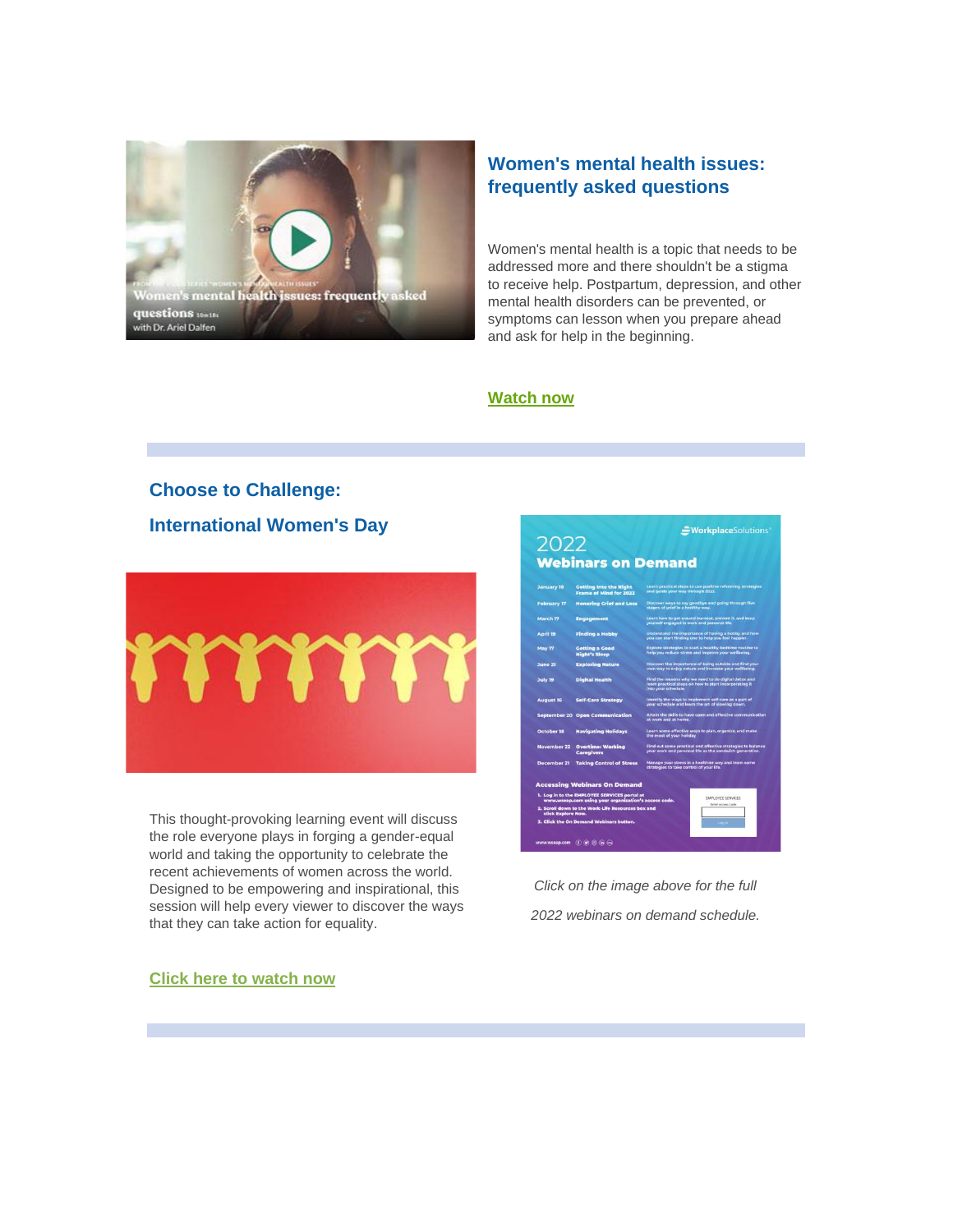## Women's mental health issues: frequently asked questions

Women's mental health is a topic that needs to be addressed more and there shouldn't be a stigma to receive help. Postpartum, depression, and other mental health disorders can be prevented, or symptoms can lesson when you prepare ahead and ask for help in the beginning.

**Watch now**

## Choose to Challenge:

## International Women's Day

This thought-provoking learning event will discuss the role everyone plays in forging a gender-equal world and taking the opportunity to celebrate the recent achievements of women across the world. Designed to be empowering and inspirational, this session will help every viewer to discover the ways that they can take action for equality.

**Click here to watch now**

*Click on the image above for the full 2022 webinars on demand schedule.*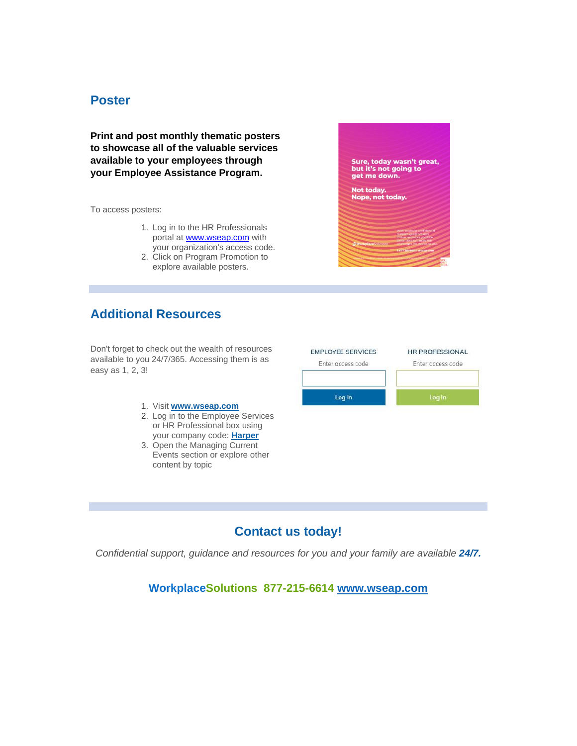## Poster

**Print and post monthly thematic posters to showcase all of the valuable services available to your employees through your Employee Assistance Program.**

To access posters:

1. Log in to the HR Professionals portal at www.wseap.com with your organization's access code.
2. Click on Program Promotion to explore available posters.

## Additional Resources

Don't forget to check out the wealth of resources available to you 24/7/365. Accessing them is as easy as 1, 2, 3!

1. Visit **www.wseap.com**
2. Log in to the Employee Services or HR Professional box using your company code: **Harper**
3. Open the Managing Current Events section or explore other content by topic

## Contact us today!

*Confidential support, guidance and resources for you and your family are available **24/7.***

**WorkplaceSolutions 877-215-6614 www.wseap.com**